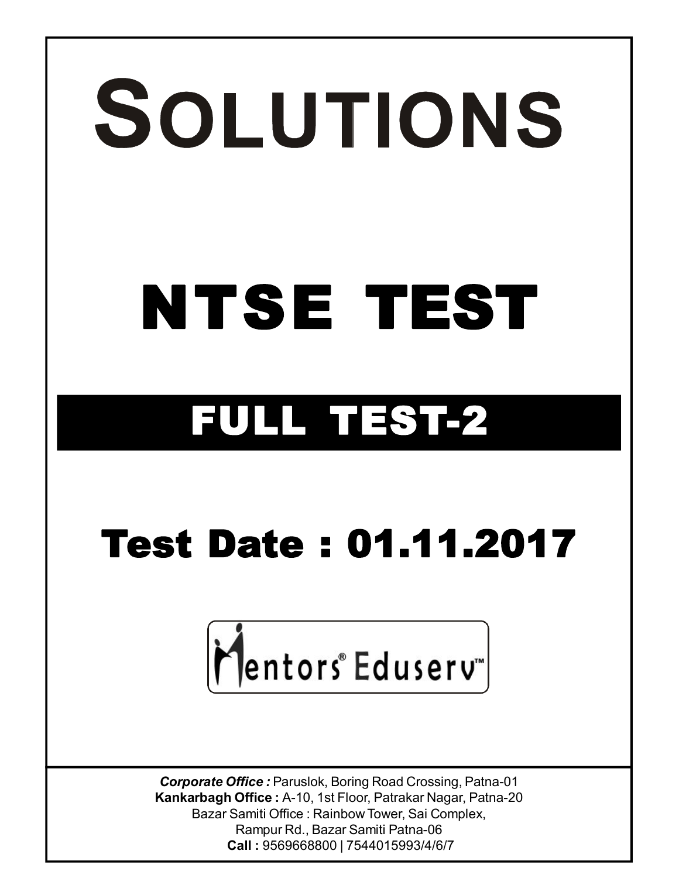# SOLUTIONS

# NTSE TEST

## FULL TEST-2

## Test Date : 01.11.2017

Mentors® Eduserv™

***Corporate Office :*** Paruslok, Boring Road Crossing, Patna-01
**Kankarbagh Office :** A-10, 1st Floor, Patrakar Nagar, Patna-20
Bazar Samiti Office : Rainbow Tower, Sai Complex,
Rampur Rd., Bazar Samiti Patna-06
**Call :** 9569668800 | 7544015993/4/6/7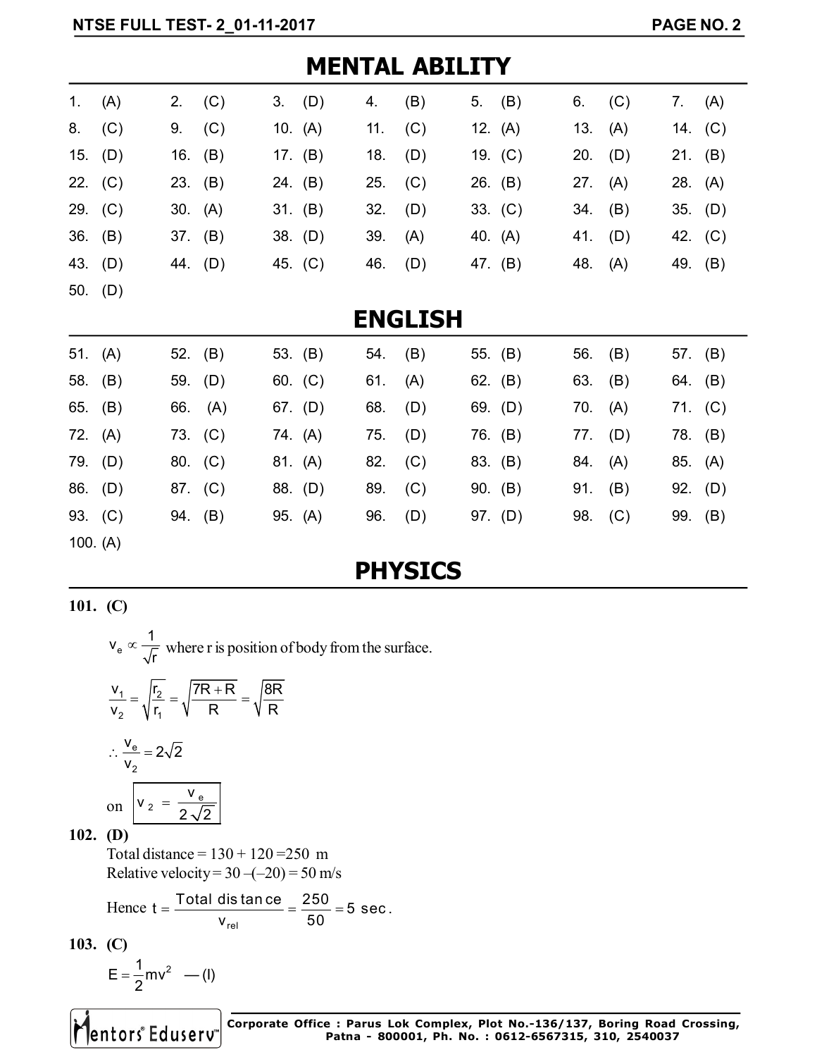# MENTAL ABILITY

| | | | | | | |
|---|---|---|---|---|---|---|
| 1. (A) | 2. (C) | 3. (D) | 4. (B) | 5. (B) | 6. (C) | 7. (A) |
| 8. (C) | 9. (C) | 10. (A) | 11. (C) | 12. (A) | 13. (A) | 14. (C) |
| 15. (D) | 16. (B) | 17. (B) | 18. (D) | 19. (C) | 20. (D) | 21. (B) |
| 22. (C) | 23. (B) | 24. (B) | 25. (C) | 26. (B) | 27. (A) | 28. (A) |
| 29. (C) | 30. (A) | 31. (B) | 32. (D) | 33. (C) | 34. (B) | 35. (D) |
| 36. (B) | 37. (B) | 38. (D) | 39. (A) | 40. (A) | 41. (D) | 42. (C) |
| 43. (D) | 44. (D) | 45. (C) | 46. (D) | 47. (B) | 48. (A) | 49. (B) |
| 50. (D) | | | | | | |

# ENGLISH

| | | | | | | |
|---|---|---|---|---|---|---|
| 51. (A) | 52. (B) | 53. (B) | 54. (B) | 55. (B) | 56. (B) | 57. (B) |
| 58. (B) | 59. (D) | 60. (C) | 61. (A) | 62. (B) | 63. (B) | 64. (B) |
| 65. (B) | 66. (A) | 67. (D) | 68. (D) | 69. (D) | 70. (A) | 71. (C) |
| 72. (A) | 73. (C) | 74. (A) | 75. (D) | 76. (B) | 77. (D) | 78. (B) |
| 79. (D) | 80. (C) | 81. (A) | 82. (C) | 83. (B) | 84. (A) | 85. (A) |
| 86. (D) | 87. (C) | 88. (D) | 89. (C) | 90. (B) | 91. (B) | 92. (D) |
| 93. (C) | 94. (B) | 95. (A) | 96. (D) | 97. (D) | 98. (C) | 99. (B) |
| 100. (A) | | | | | | |

# PHYSICS

**101. (C)**

$v_e \propto \frac{1}{\sqrt{r}}$ where r is position of body from the surface.

$$\frac{v_1}{v_2} = \sqrt{\frac{r_2}{r_1}} = \sqrt{\frac{7R + R}{R}} = \sqrt{\frac{8R}{R}}$$

$$\therefore \frac{v_e}{v_2} = 2\sqrt{2}$$

on $\boxed{v_2 = \frac{v_e}{2\sqrt{2}}}$

**102. (D)**

Total distance = 130 + 120 =250 m

Relative velocity = 30 –(–20) = 50 m/s

Hence $t = \frac{\text{Total distance}}{v_{rel}} = \frac{250}{50} = 5 \text{ sec}.$

**103. (C)**

$E = \frac{1}{2}mv^2$ —(I)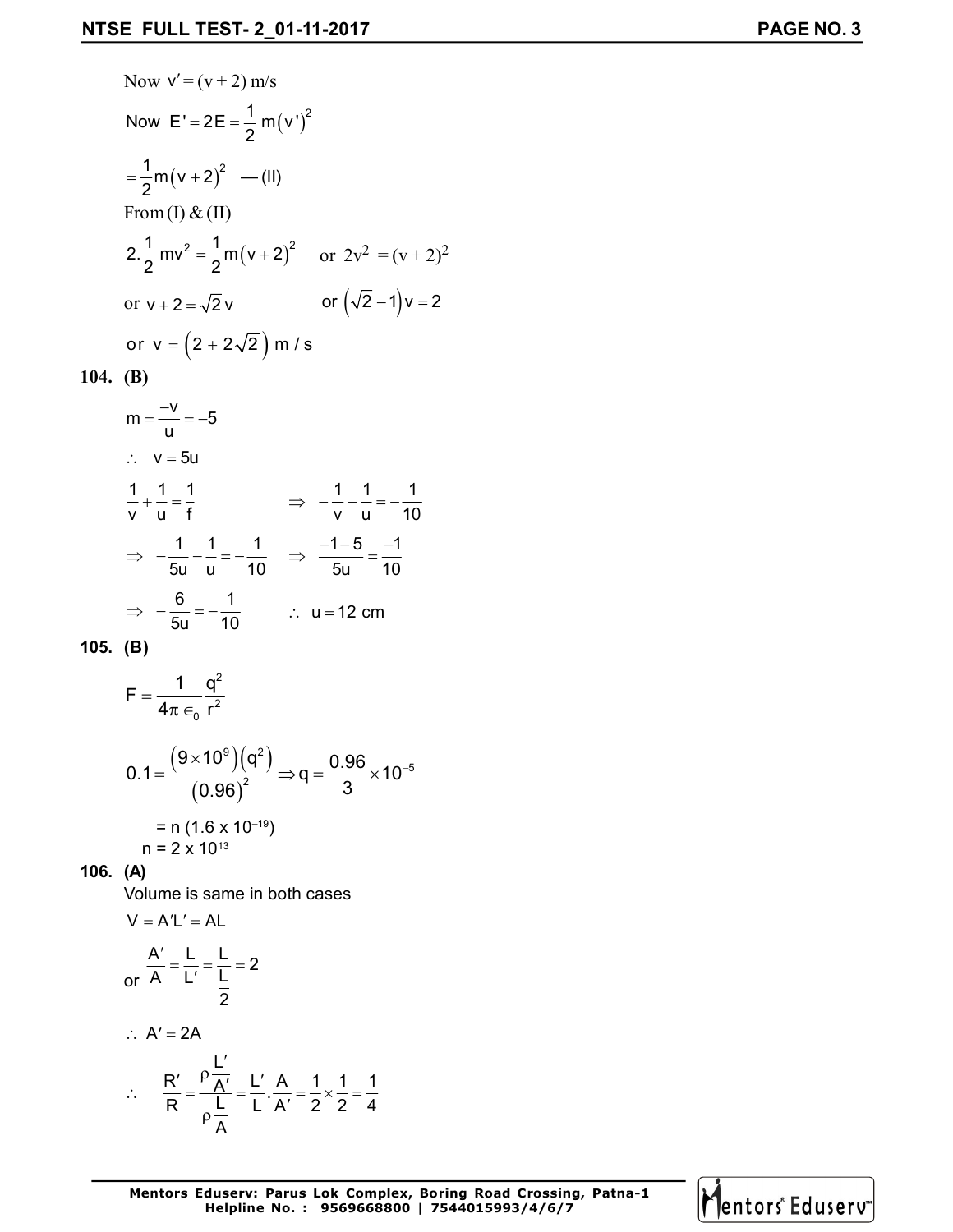Now $v' = (v+2)$ m/s

Now $E' = 2E = \frac{1}{2}m(v')^2$

$= \frac{1}{2}m(v+2)^2$ —(II)

From (I) & (II)

$2.\frac{1}{2}mv^2 = \frac{1}{2}m(v+2)^2$ or $2v^2 = (v+2)^2$

or $v + 2 = \sqrt{2}v$ or $(\sqrt{2}-1)v = 2$

or $v = (2 + 2\sqrt{2})$ m / s

**104. (B)**

$m = \frac{-v}{u} = -5$

$\therefore \ v = 5u$

$\frac{1}{v} + \frac{1}{u} = \frac{1}{f} \quad \Rightarrow \quad -\frac{1}{v} - \frac{1}{u} = -\frac{1}{10}$

$\Rightarrow \ -\frac{1}{5u} - \frac{1}{u} = -\frac{1}{10} \quad \Rightarrow \quad \frac{-1-5}{5u} = \frac{-1}{10}$

$\Rightarrow \ -\frac{6}{5u} = -\frac{1}{10} \qquad \therefore \ u = 12$ cm

**105. (B)**

$$F = \frac{1}{4\pi \in_0}\frac{q^2}{r^2}$$

$$0.1 = \frac{(9\times10^9)(q^2)}{(0.96)^2} \Rightarrow q = \frac{0.96}{3}\times10^{-5}$$

$= n\ (1.6 \times 10^{-19})$

$n = 2 \times 10^{13}$

**106. (A)**

Volume is same in both cases

$V = A'L' = AL$

or $\frac{A'}{A} = \frac{L}{L'} = \frac{L}{\frac{L}{2}} = 2$

$\therefore \ A' = 2A$

$$\therefore \quad \frac{R'}{R} = \frac{\rho\frac{L'}{A'}}{\rho\frac{L}{A}} = \frac{L'}{L}.\frac{A}{A'} = \frac{1}{2}\times\frac{1}{2} = \frac{1}{4}$$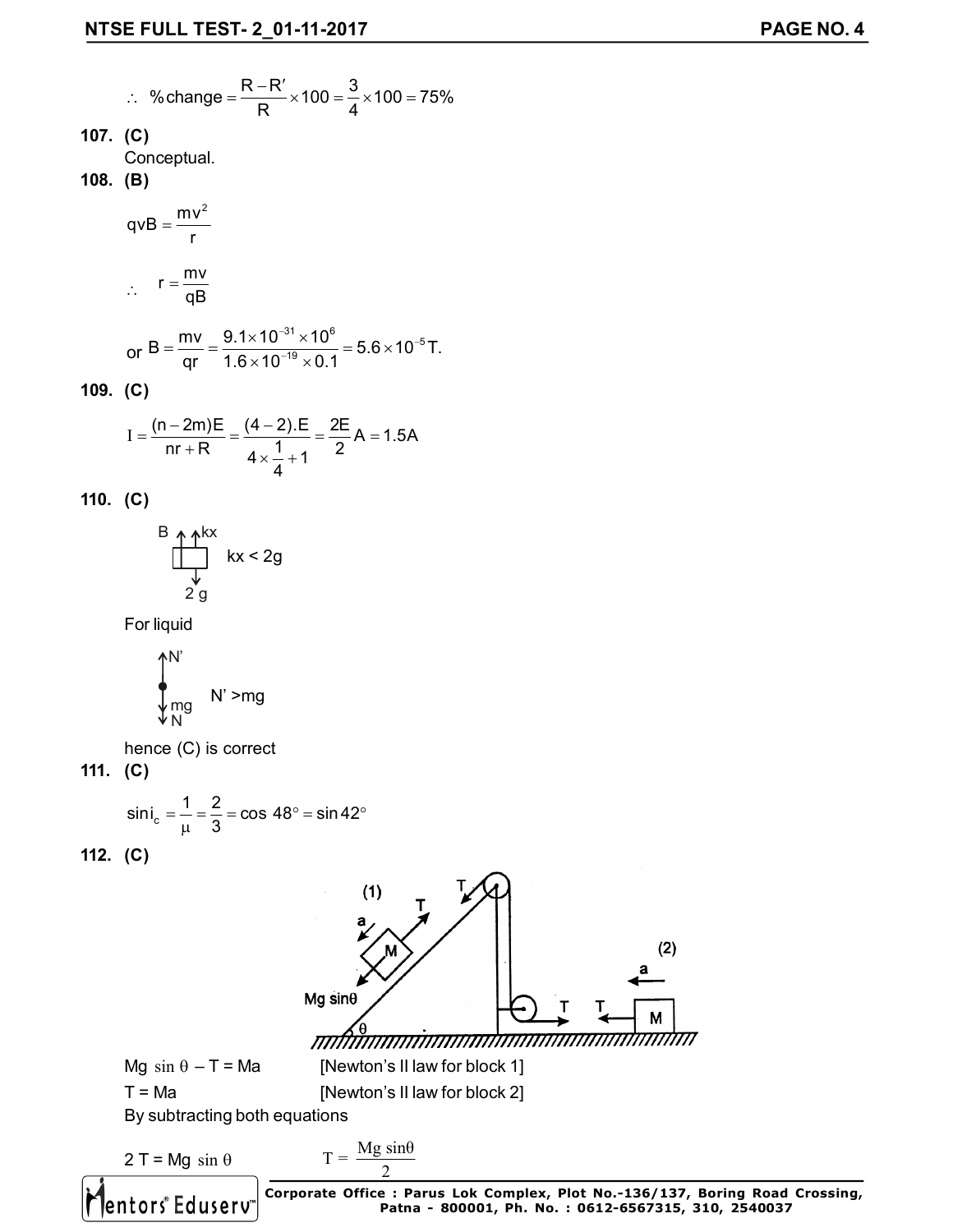$\therefore$ % change $= \dfrac{R - R'}{R} \times 100 = \dfrac{3}{4} \times 100 = 75\%$

**107. (C)**

Conceptual.

**108. (B)**

$$qvB = \frac{mv^2}{r}$$

$$\therefore \quad r = \frac{mv}{qB}$$

or $B = \dfrac{mv}{qr} = \dfrac{9.1 \times 10^{-31} \times 10^{6}}{1.6 \times 10^{-19} \times 0.1} = 5.6 \times 10^{-5}\,T.$

**109. (C)**

$$I = \frac{(n - 2m)E}{nr + R} = \frac{(4-2).E}{4 \times \frac{1}{4} + 1} = \frac{2E}{2}A = 1.5A$$

**110. (C)**

B, kx (upward); 2 g (downward)

$kx < 2g$

For liquid

N' (upward); mg, N (downward)

$N' > mg$

hence (C) is correct

**111. (C)**

$$\sin i_c = \frac{1}{\mu} = \frac{2}{3} = \cos 48^\circ = \sin 42^\circ$$

**112. (C)**

$Mg \sin\theta - T = Ma$ [Newton's II law for block 1]

$T = Ma$ [Newton's II law for block 2]

By subtracting both equations

$2T = Mg \sin\theta$ $\quad T = \dfrac{Mg \sin\theta}{2}$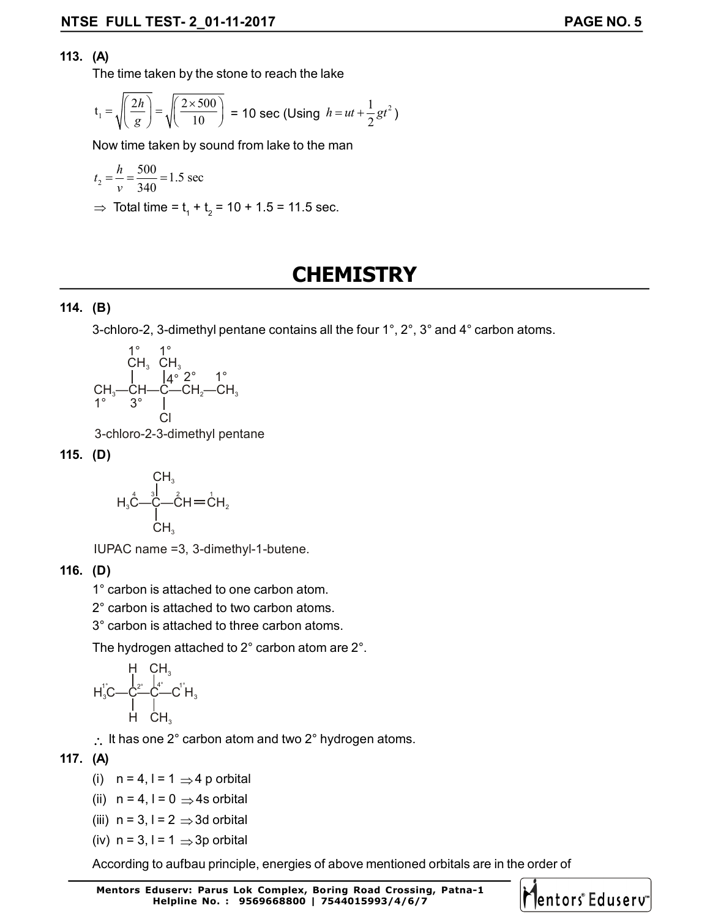**113. (A)**

The time taken by the stone to reach the lake

$t_1 = \sqrt{\left(\frac{2h}{g}\right)} = \sqrt{\left(\frac{2 \times 500}{10}\right)}$ = 10 sec (Using $h = ut + \frac{1}{2}gt^2$)

Now time taken by sound from lake to the man

$t_2 = \frac{h}{v} = \frac{500}{340} = 1.5 \text{ sec}$

$\Rightarrow$ Total time = $t_1 + t_2$ = 10 + 1.5 = 11.5 sec.

# CHEMISTRY

**114. (B)**

3-chloro-2, 3-dimethyl pentane contains all the four 1°, 2°, 3° and 4° carbon atoms.

```
        1°    1°
        CH3   CH3
        |     |4°  2°     1°
CH3—CH—C—CH2—CH3
1°      3°    |
              Cl
```

3-chloro-2-3-dimethyl pentane

**115. (D)**

```
          CH3
  4     3 |    2      1
H3C—C—CH=CH2
          |
          CH3
```

IUPAC name =3, 3-dimethyl-1-butene.

**116. (D)**

1° carbon is attached to one carbon atom.

2° carbon is attached to two carbon atoms.

3° carbon is attached to three carbon atoms.

The hydrogen attached to 2° carbon atom are 2°.

```
       H   CH3
   1°  |2° |4°  1°
H3C—C—C—CH3
       |   |
       H   CH3
```

$\therefore$ It has one 2° carbon atom and two 2° hydrogen atoms.

**117. (A)**

(i) n = 4, l = 1 $\Rightarrow$ 4 p orbital

(ii) n = 4, l = 0 $\Rightarrow$ 4s orbital

(iii) n = 3, l = 2 $\Rightarrow$ 3d orbital

(iv) n = 3, l = 1 $\Rightarrow$ 3p orbital

According to aufbau principle, energies of above mentioned orbitals are in the order of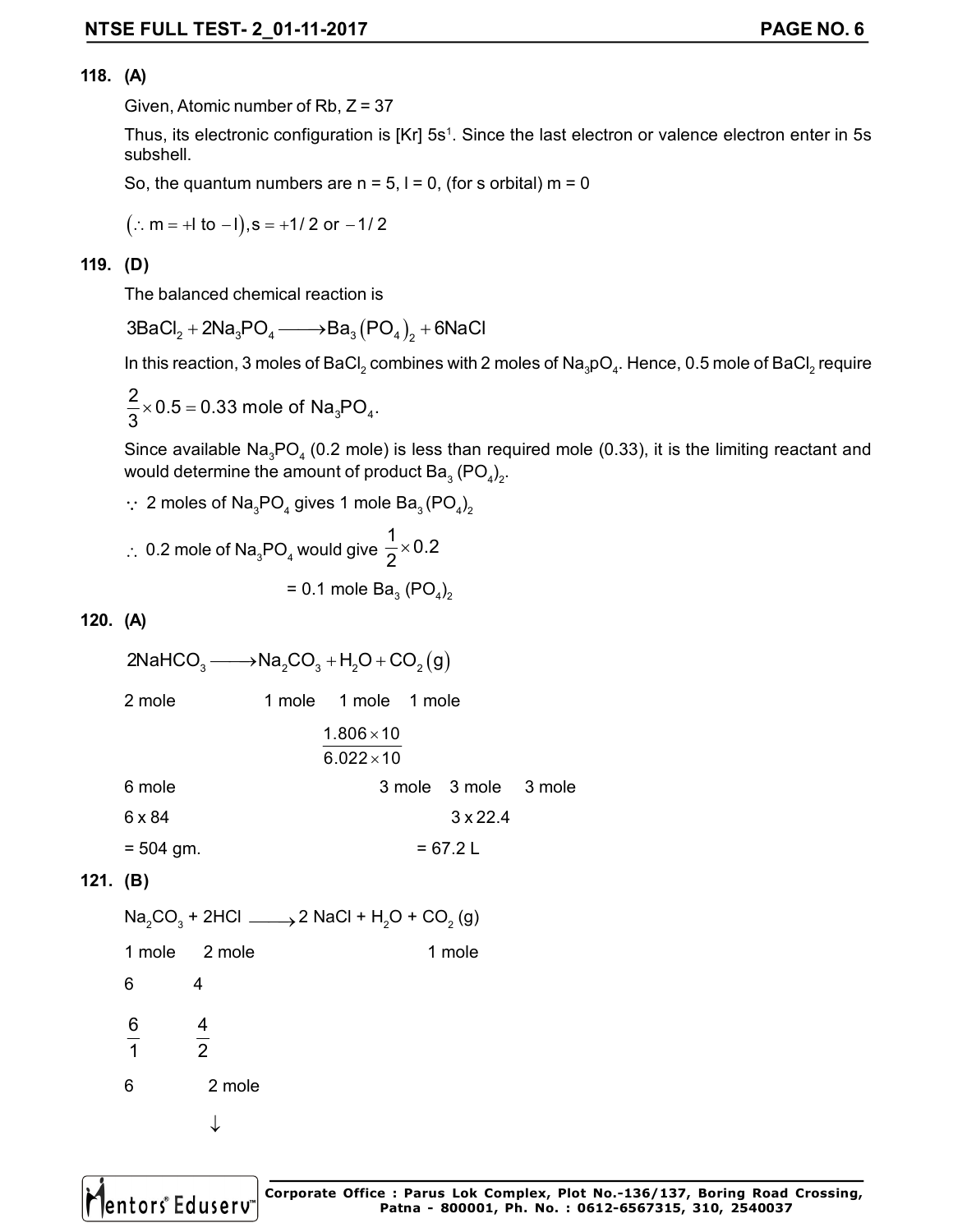**118. (A)**

Given, Atomic number of Rb, Z = 37

Thus, its electronic configuration is [Kr] $5s^1$. Since the last electron or valence electron enter in 5s subshell.

So, the quantum numbers are n = 5, l = 0, (for s orbital) m = 0

$(\because m = +l \text{ to } -l), s = +1/2 \text{ or } -1/2$

**119. (D)**

The balanced chemical reaction is

$$3BaCl_2 + 2Na_3PO_4 \longrightarrow Ba_3(PO_4)_2 + 6NaCl$$

In this reaction, 3 moles of $BaCl_2$ combines with 2 moles of $Na_3pO_4$. Hence, 0.5 mole of $BaCl_2$ require

$\frac{2}{3} \times 0.5 = 0.33$ mole of $Na_3PO_4$.

Since available $Na_3PO_4$ (0.2 mole) is less than required mole (0.33), it is the limiting reactant and would determine the amount of product $Ba_3(PO_4)_2$.

$\because$ 2 moles of $Na_3PO_4$ gives 1 mole $Ba_3(PO_4)_2$

$\therefore$ 0.2 mole of $Na_3PO_4$ would give $\frac{1}{2} \times 0.2$

$= 0.1$ mole $Ba_3(PO_4)_2$

**120. (A)**

$$2NaHCO_3 \longrightarrow Na_2CO_3 + H_2O + CO_2(g)$$

2 mole  1 mole  1 mole  1 mole

$\frac{1.806 \times 10}{6.022 \times 10}$

6 mole  3 mole  3 mole  3 mole

6 x 84  3 x 22.4

= 504 gm.  = 67.2 L

**121. (B)**

$$Na_2CO_3 + 2HCl \longrightarrow 2NaCl + H_2O + CO_2(g)$$

1 mole  2 mole  1 mole

6  4

$\frac{6}{1}$  $\frac{4}{2}$

6  2 mole

$\downarrow$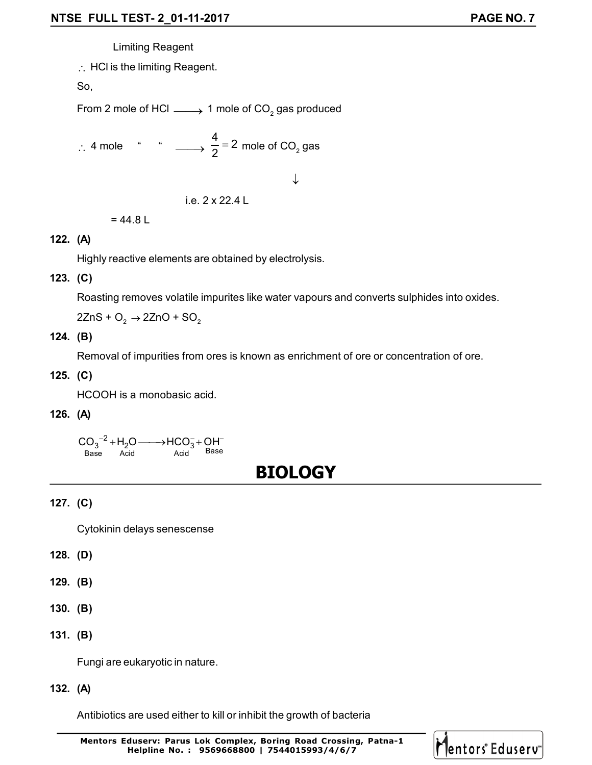Limiting Reagent

$\therefore$ HCl is the limiting Reagent.

So,

From 2 mole of HCl $\longrightarrow$ 1 mole of $CO_2$ gas produced

$\therefore$ 4 mole " " $\longrightarrow \frac{4}{2} = 2$ mole of $CO_2$ gas

$\downarrow$

i.e. 2 x 22.4 L

= 44.8 L

**122. (A)**

Highly reactive elements are obtained by electrolysis.

**123. (C)**

Roasting removes volatile impurites like water vapours and converts sulphides into oxides.

$2ZnS + O_2 \rightarrow 2ZnO + SO_2$

**124. (B)**

Removal of impurities from ores is known as enrichment of ore or concentration of ore.

**125. (C)**

HCOOH is a monobasic acid.

**126. (A)**

$$\underset{\text{Base}}{CO_3^{-2}} + \underset{\text{Acid}}{H_2O} \longrightarrow \underset{\text{Acid}}{HCO_3^-} + \underset{\text{Base}}{OH^-}$$

## BIOLOGY

**127. (C)**

Cytokinin delays senescense

**128. (D)**

**129. (B)**

**130. (B)**

**131. (B)**

Fungi are eukaryotic in nature.

**132. (A)**

Antibiotics are used either to kill or inhibit the growth of bacteria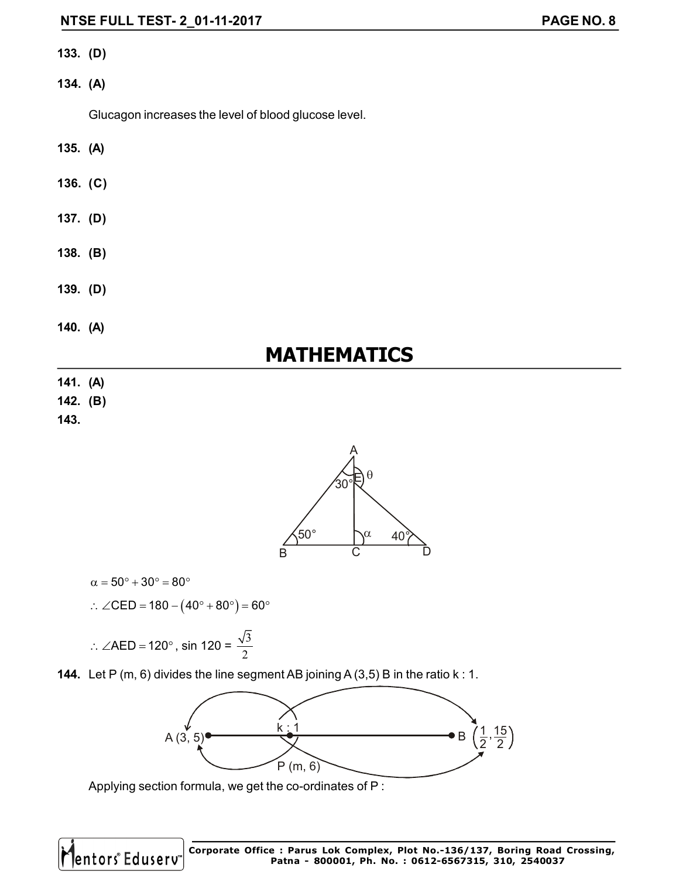**133. (D)**

**134. (A)**

Glucagon increases the level of blood glucose level.

**135. (A)**

**136. (C)**

**137. (D)**

**138. (B)**

**139. (D)**

**140. (A)**

# MATHEMATICS

**141. (A)**

**142. (B)**

**143.**

$\alpha = 50^\circ + 30^\circ = 80^\circ$

$\therefore \angle CED = 180 - (40^\circ + 80^\circ) = 60^\circ$

$\therefore \angle AED = 120^\circ$, sin 120 = $\frac{\sqrt{3}}{2}$

**144.** Let P (m, 6) divides the line segment AB joining A (3,5) B in the ratio k : 1.

A (3, 5), B $\left(\frac{1}{2}, \frac{15}{2}\right)$, P (m, 6), k : 1

Applying section formula, we get the co-ordinates of P :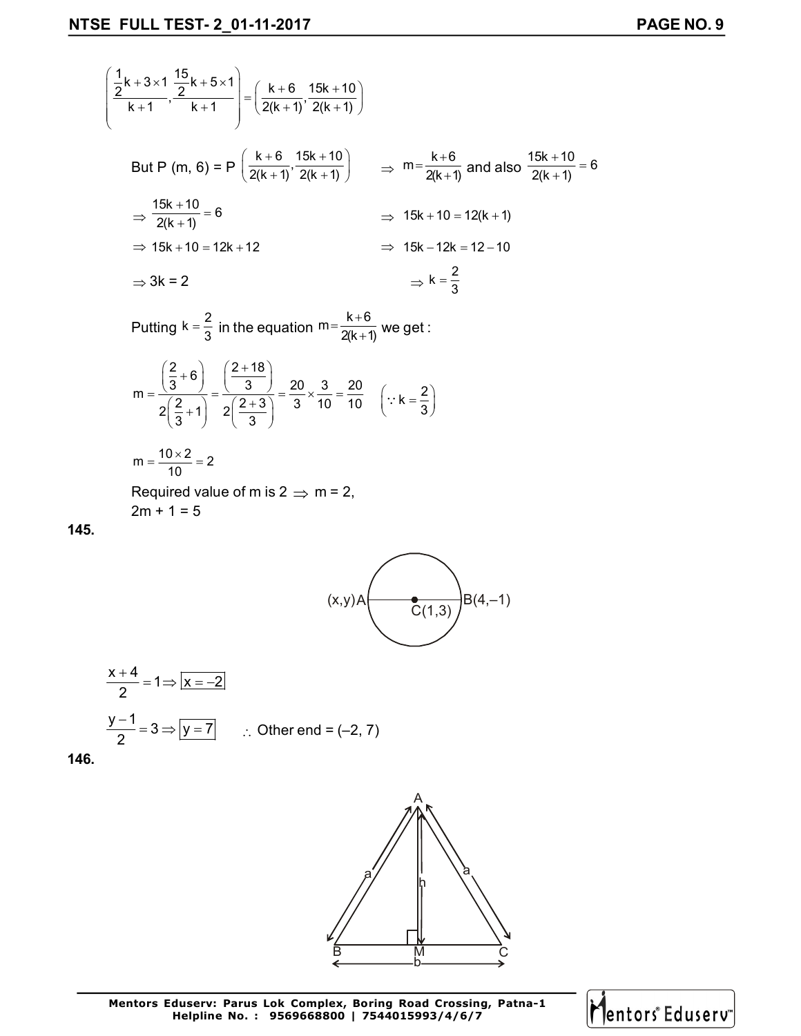$$\left(\frac{\frac{1}{2}k+3\times 1}{k+1},\frac{\frac{15}{2}k+5\times 1}{k+1}\right)=\left(\frac{k+6}{2(k+1)},\frac{15k+10}{2(k+1)}\right)$$

But P (m, 6) = P $\left(\frac{k+6}{2(k+1)},\frac{15k+10}{2(k+1)}\right)$ $\Rightarrow$ $m=\frac{k+6}{2(k+1)}$ and also $\frac{15k+10}{2(k+1)}=6$

$\Rightarrow \frac{15k+10}{2(k+1)}=6$ $\Rightarrow 15k+10=12(k+1)$

$\Rightarrow 15k+10=12k+12$ $\Rightarrow 15k-12k=12-10$

$\Rightarrow 3k = 2$ $\Rightarrow k=\frac{2}{3}$

Putting $k=\frac{2}{3}$ in the equation $m=\frac{k+6}{2(k+1)}$ we get :

$$m=\frac{\left(\frac{2}{3}+6\right)}{2\left(\frac{2}{3}+1\right)}=\frac{\left(\frac{2+18}{3}\right)}{2\left(\frac{2+3}{3}\right)}=\frac{20}{3}\times\frac{3}{10}=\frac{20}{10}\quad\left(\because k=\frac{2}{3}\right)$$

$$m=\frac{10\times 2}{10}=2$$

Required value of m is 2 $\Rightarrow$ m = 2,

2m + 1 = 5

**145.**

$$\frac{x+4}{2}=1\Rightarrow \boxed{x=-2}$$

$$\frac{y-1}{2}=3\Rightarrow \boxed{y=7}\qquad \therefore \text{ Other end} = (-2, 7)$$

**146.**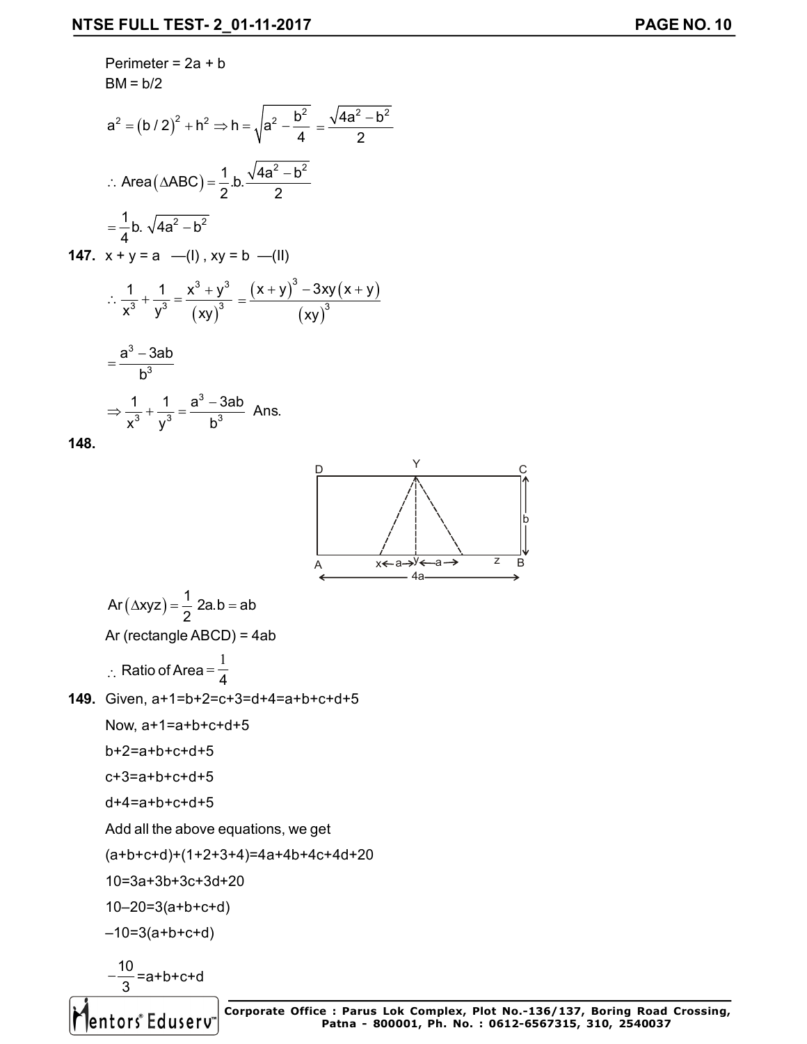Perimeter = 2a + b

BM = b/2

$$a^2 = (b/2)^2 + h^2 \Rightarrow h = \sqrt{a^2 - \frac{b^2}{4}} = \frac{\sqrt{4a^2 - b^2}}{2}$$

$$\therefore \text{ Area}(\Delta ABC) = \frac{1}{2}.b.\frac{\sqrt{4a^2 - b^2}}{2}$$

$$= \frac{1}{4}b.\sqrt{4a^2 - b^2}$$

**147.** $x + y = a$ —(I) , $xy = b$ —(II)

$$\therefore \frac{1}{x^3} + \frac{1}{y^3} = \frac{x^3 + y^3}{(xy)^3} = \frac{(x+y)^3 - 3xy(x+y)}{(xy)^3}$$

$$= \frac{a^3 - 3ab}{b^3}$$

$$\Rightarrow \frac{1}{x^3} + \frac{1}{y^3} = \frac{a^3 - 3ab}{b^3} \text{ Ans.}$$

**148.**

$$Ar(\Delta xyz) = \frac{1}{2}\,2a.b = ab$$

Ar (rectangle ABCD) = 4ab

$$\therefore \text{ Ratio of Area} = \frac{1}{4}$$

**149.** Given, a+1=b+2=c+3=d+4=a+b+c+d+5

Now, a+1=a+b+c+d+5

b+2=a+b+c+d+5

c+3=a+b+c+d+5

d+4=a+b+c+d+5

Add all the above equations, we get

(a+b+c+d)+(1+2+3+4)=4a+4b+4c+4d+20

10=3a+3b+3c+3d+20

10–20=3(a+b+c+d)

–10=3(a+b+c+d)

$$-\frac{10}{3} = a+b+c+d$$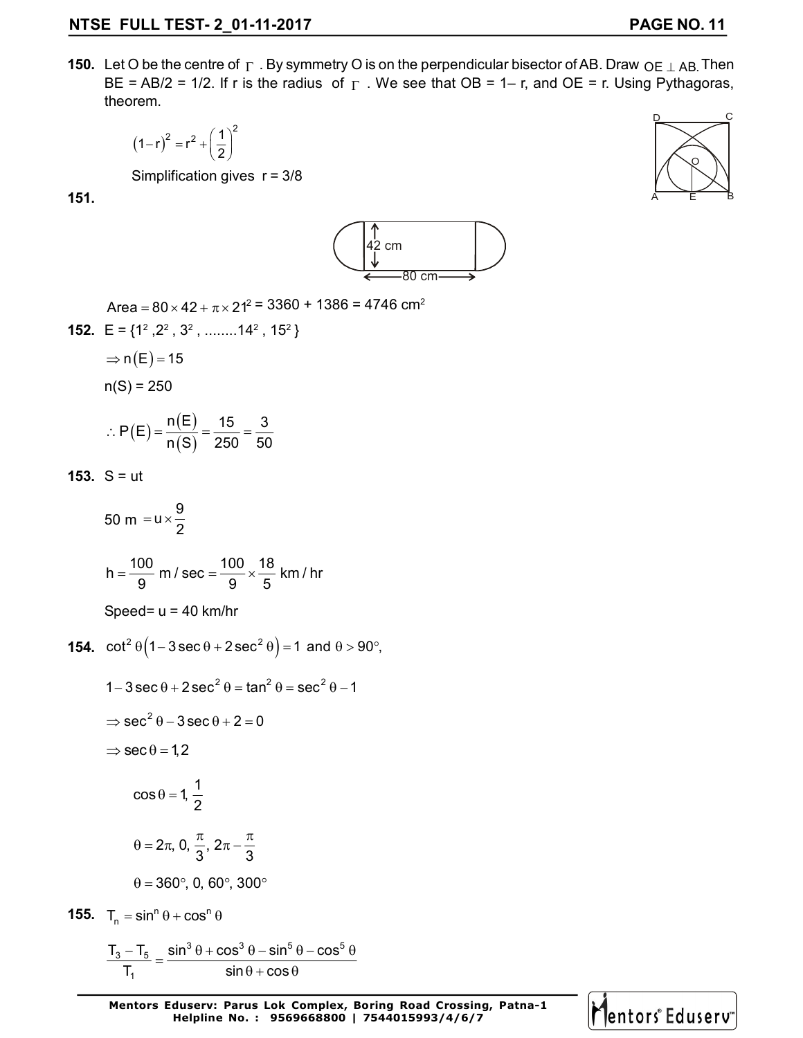**150.** Let O be the centre of $\Gamma$ . By symmetry O is on the perpendicular bisector of AB. Draw $OE \perp AB$. Then BE = AB/2 = 1/2. If r is the radius of $\Gamma$ . We see that OB = 1– r, and OE = r. Using Pythagoras, theorem.

$$(1-r)^2 = r^2 + \left(\frac{1}{2}\right)^2$$

Simplification gives r = 3/8

**151.**

Area $= 80 \times 42 + \pi \times 21^2$ = 3360 + 1386 = 4746 cm$^2$

**152.** E = {$1^2, 2^2, 3^2, ........14^2, 15^2$}

$\Rightarrow n(E) = 15$

n(S) = 250

$$\therefore P(E) = \frac{n(E)}{n(S)} = \frac{15}{250} = \frac{3}{50}$$

**153.** S = ut

$$50 \text{ m } = u \times \frac{9}{2}$$

$$h = \frac{100}{9} \text{ m / sec} = \frac{100}{9} \times \frac{18}{5} \text{ km / hr}$$

Speed= u = 40 km/hr

**154.** $\cot^2\theta\left(1 - 3\sec\theta + 2\sec^2\theta\right) = 1$ and $\theta > 90°$,

$$1 - 3\sec\theta + 2\sec^2\theta = \tan^2\theta = \sec^2\theta - 1$$

$$\Rightarrow \sec^2\theta - 3\sec\theta + 2 = 0$$

$$\Rightarrow \sec\theta = 1, 2$$

$$\cos\theta = 1, \frac{1}{2}$$

$$\theta = 2\pi,\ 0,\ \frac{\pi}{3},\ 2\pi - \frac{\pi}{3}$$

$$\theta = 360°,\ 0,\ 60°,\ 300°$$

**155.** $T_n = \sin^n\theta + \cos^n\theta$

$$\frac{T_3 - T_5}{T_1} = \frac{\sin^3\theta + \cos^3\theta - \sin^5\theta - \cos^5\theta}{\sin\theta + \cos\theta}$$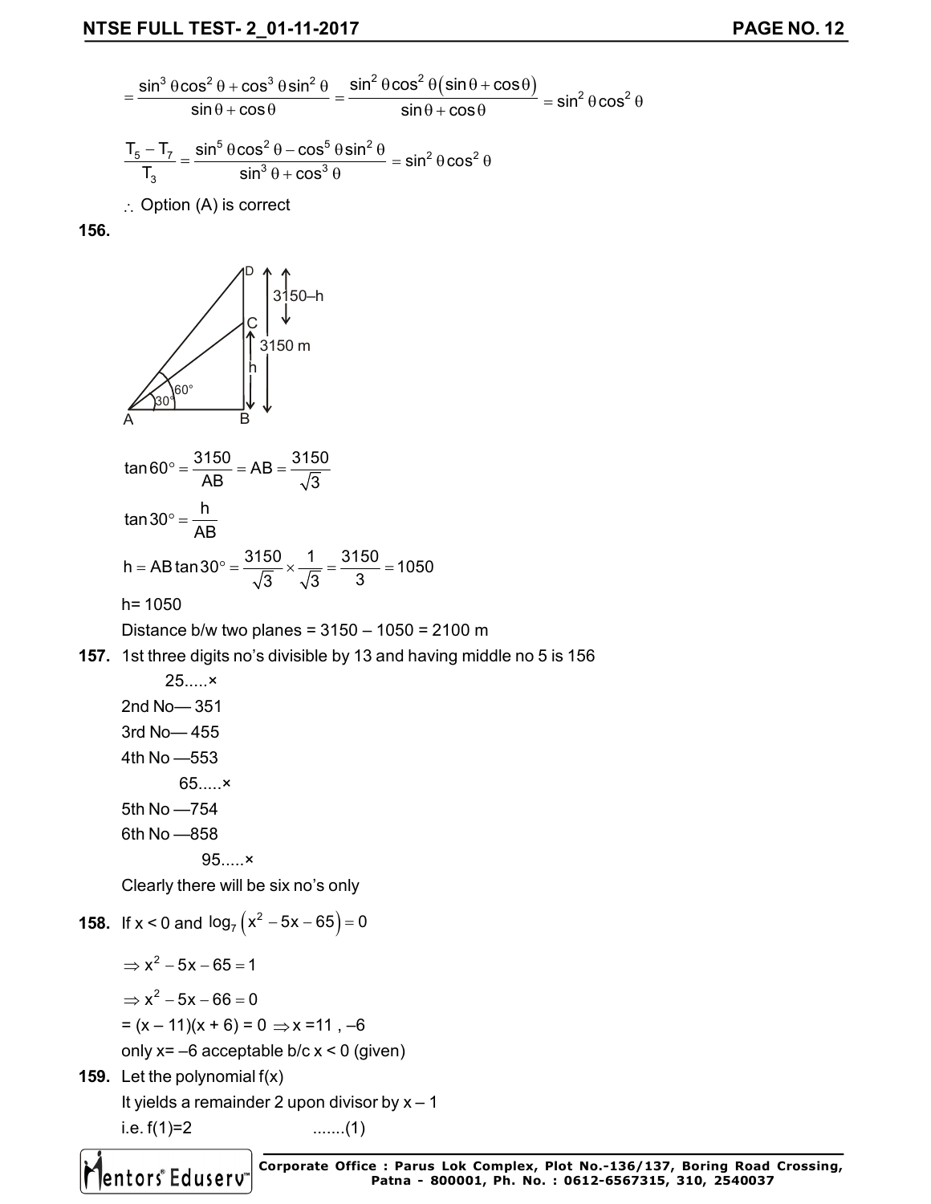$$= \frac{\sin^3\theta\cos^2\theta + \cos^3\theta\sin^2\theta}{\sin\theta + \cos\theta} = \frac{\sin^2\theta\cos^2\theta(\sin\theta + \cos\theta)}{\sin\theta + \cos\theta} = \sin^2\theta\cos^2\theta$$

$$\frac{T_5 - T_7}{T_3} = \frac{\sin^5\theta\cos^2\theta - \cos^5\theta\sin^2\theta}{\sin^3\theta + \cos^3\theta} = \sin^2\theta\cos^2\theta$$

$\therefore$ Option (A) is correct

**156.**

$$\tan 60° = \frac{3150}{AB} = AB = \frac{3150}{\sqrt{3}}$$

$$\tan 30° = \frac{h}{AB}$$

$$h = AB\tan 30° = \frac{3150}{\sqrt{3}} \times \frac{1}{\sqrt{3}} = \frac{3150}{3} = 1050$$

h= 1050

Distance b/w two planes = 3150 – 1050 = 2100 m

**157.** 1st three digits no's divisible by 13 and having middle no 5 is 156

25.....×

2nd No— 351

3rd No— 455

4th No —553

65.....×

5th No —754

6th No —858

95.....×

Clearly there will be six no's only

**158.** If x < 0 and $\log_7\left(x^2 - 5x - 65\right) = 0$

$\Rightarrow x^2 - 5x - 65 = 1$

$\Rightarrow x^2 - 5x - 66 = 0$

= (x – 11)(x + 6) = 0 $\Rightarrow$ x =11 , –6

only x= –6 acceptable b/c x < 0 (given)

**159.** Let the polynomial f(x)

It yields a remainder 2 upon divisor by x – 1

i.e. f(1)=2 .......(1)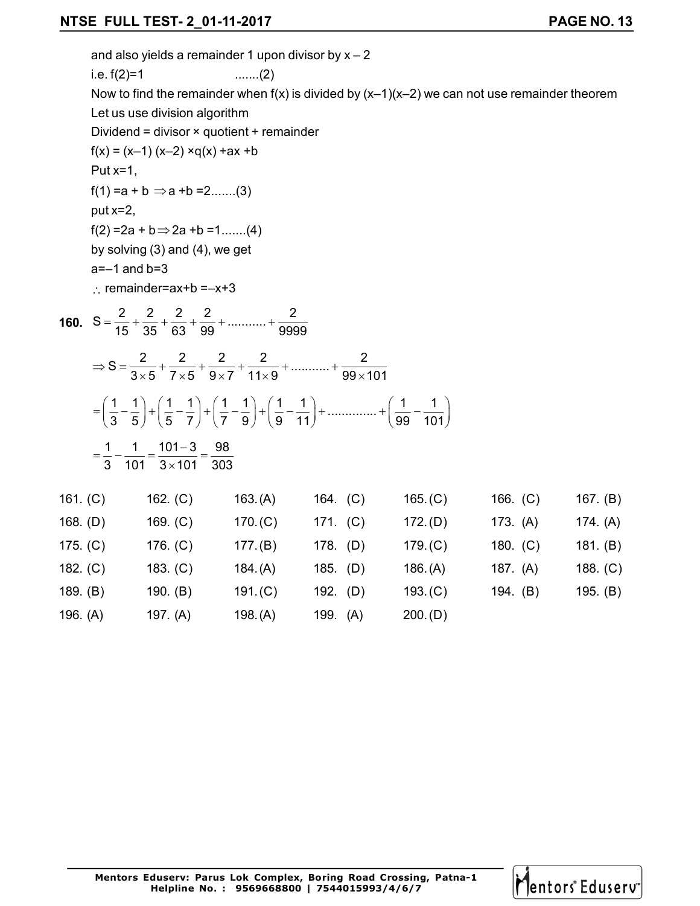and also yields a remainder 1 upon divisor by $x - 2$

i.e. $f(2)=1$ .......(2)

Now to find the remainder when f(x) is divided by $(x-1)(x-2)$ we can not use remainder theorem

Let us use division algorithm

Dividend = divisor × quotient + remainder

$f(x) = (x-1)(x-2) \times q(x) + ax + b$

Put x=1,

$f(1) = a + b \Rightarrow a + b = 2$.......(3)

put x=2,

$f(2) = 2a + b \Rightarrow 2a + b = 1$.......(4)

by solving (3) and (4), we get

$a=-1$ and $b=3$

$\therefore$ remainder$=ax+b=-x+3$

**160.** $S = \frac{2}{15} + \frac{2}{35} + \frac{2}{63} + \frac{2}{99} + .......... + \frac{2}{9999}$

$\Rightarrow S = \frac{2}{3\times5} + \frac{2}{7\times5} + \frac{2}{9\times7} + \frac{2}{11\times9} + .......... + \frac{2}{99\times101}$

$= \left(\frac{1}{3} - \frac{1}{5}\right) + \left(\frac{1}{5} - \frac{1}{7}\right) + \left(\frac{1}{7} - \frac{1}{9}\right) + \left(\frac{1}{9} - \frac{1}{11}\right) + ............. + \left(\frac{1}{99} - \frac{1}{101}\right)$

$= \frac{1}{3} - \frac{1}{101} = \frac{101-3}{3\times101} = \frac{98}{303}$

| | | | | | | |
|---|---|---|---|---|---|---|
| 161. (C) | 162. (C) | 163. (A) | 164. (C) | 165. (C) | 166. (C) | 167. (B) |
| 168. (D) | 169. (C) | 170. (C) | 171. (C) | 172. (D) | 173. (A) | 174. (A) |
| 175. (C) | 176. (C) | 177. (B) | 178. (D) | 179. (C) | 180. (C) | 181. (B) |
| 182. (C) | 183. (C) | 184. (A) | 185. (D) | 186. (A) | 187. (A) | 188. (C) |
| 189. (B) | 190. (B) | 191. (C) | 192. (D) | 193. (C) | 194. (B) | 195. (B) |
| 196. (A) | 197. (A) | 198. (A) | 199. (A) | 200. (D) | | |